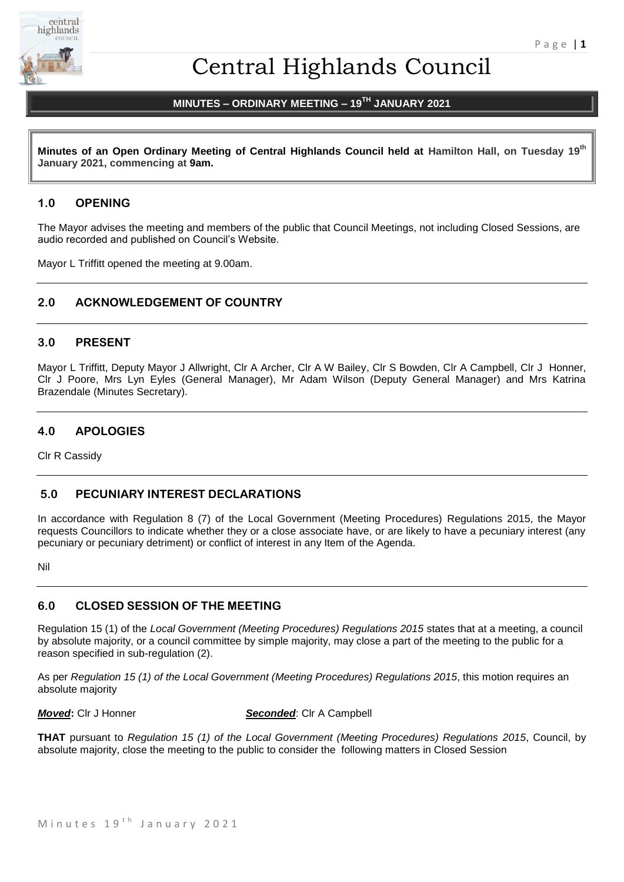# Central Highlands Council

## MINUTES – ORDINARY MEETING – 19TH JANUARY 2021

**Minutes of an Open Ordinary Meeting of Central Highlands Council held at Hamilton Hall, on Tuesday 19th January 2021, commencing at 9am.**

## 1.0 OPENING

The Mayor advises the meeting and members of the public that Council Meetings, not including Closed Sessions, are audio recorded and published on Council's Website.

Mayor L Triffitt opened the meeting at 9.00am.

## 2.0 ACKNOWLEDGEMENT OF COUNTRY

## 3.0 PRESENT

Mayor L Triffitt, Deputy Mayor J Allwright, Clr A Archer, Clr A W Bailey, Clr S Bowden, Clr A Campbell, Clr J Honner, Clr J Poore, Mrs Lyn Eyles (General Manager), Mr Adam Wilson (Deputy General Manager) and Mrs Katrina Brazendale (Minutes Secretary).

## 4.0 APOLOGIES

Clr R Cassidy

## 5.0 PECUNIARY INTEREST DECLARATIONS

In accordance with Regulation 8 (7) of the Local Government (Meeting Procedures) Regulations 2015, the Mayor requests Councillors to indicate whether they or a close associate have, or are likely to have a pecuniary interest (any pecuniary or pecuniary detriment) or conflict of interest in any Item of the Agenda.

Nil

## 6.0 CLOSED SESSION OF THE MEETING

Regulation 15 (1) of the *Local Government (Meeting Procedures) Regulations 2015* states that at a meeting, a council by absolute majority, or a council committee by simple majority, may close a part of the meeting to the public for a reason specified in sub-regulation (2).

As per *Regulation 15 (1) of the Local Government (Meeting Procedures) Regulations 2015*, this motion requires an absolute majority

***Moved*:** Clr J Honner ***Seconded***: Clr A Campbell

**THAT** pursuant to *Regulation 15 (1) of the Local Government (Meeting Procedures) Regulations 2015*, Council, by absolute majority, close the meeting to the public to consider the following matters in Closed Session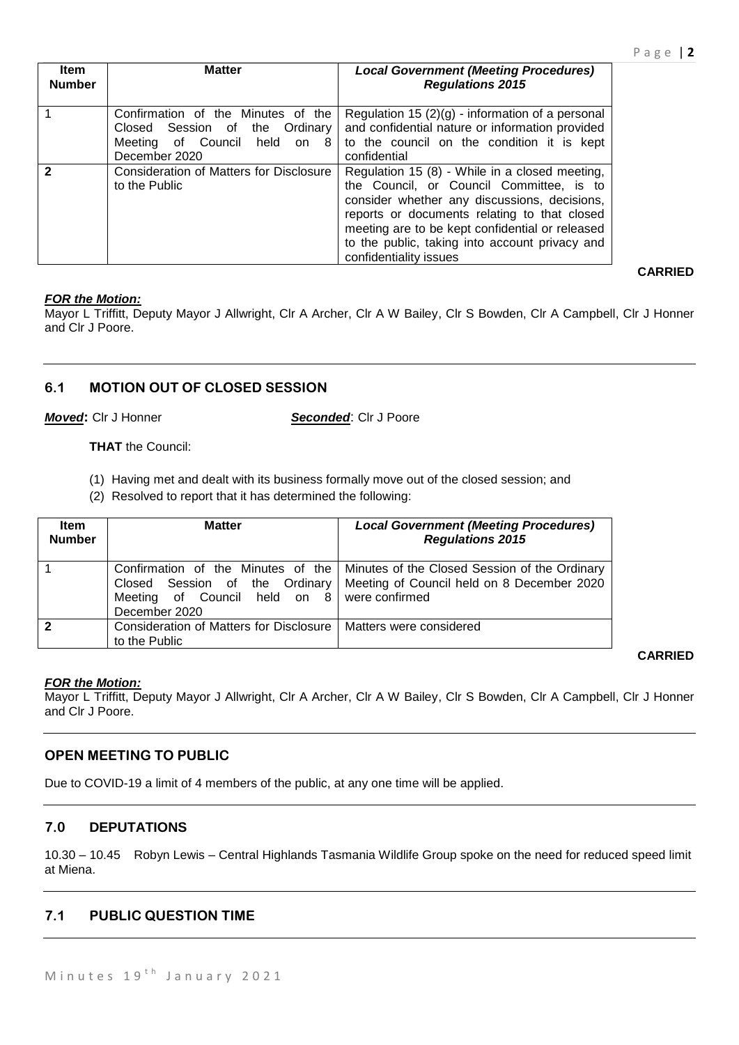| Item Number | Matter | *Local Government (Meeting Procedures) Regulations 2015* |
|---|---|---|
| 1 | Confirmation of the Minutes of the Closed Session of the Ordinary Meeting of Council held on 8 December 2020 | Regulation 15 (2)(g) - information of a personal and confidential nature or information provided to the council on the condition it is kept confidential |
| **2** | Consideration of Matters for Disclosure to the Public | Regulation 15 (8) - While in a closed meeting, the Council, or Council Committee, is to consider whether any discussions, decisions, reports or documents relating to that closed meeting are to be kept confidential or released to the public, taking into account privacy and confidentiality issues |

**CARRIED**

***FOR the Motion:***
Mayor L Triffitt, Deputy Mayor J Allwright, Clr A Archer, Clr A W Bailey, Clr S Bowden, Clr A Campbell, Clr J Honner and Clr J Poore.

## 6.1 MOTION OUT OF CLOSED SESSION

***Moved*:** Clr J Honner ***Seconded***: Clr J Poore

**THAT** the Council:

(1) Having met and dealt with its business formally move out of the closed session; and
(2) Resolved to report that it has determined the following:

| Item Number | Matter | *Local Government (Meeting Procedures) Regulations 2015* |
|---|---|---|
| 1 | Confirmation of the Minutes of the Closed Session of the Ordinary Meeting of Council held on 8 December 2020 | Minutes of the Closed Session of the Ordinary Meeting of Council held on 8 December 2020 were confirmed |
| **2** | Consideration of Matters for Disclosure to the Public | Matters were considered |

**CARRIED**

***FOR the Motion:***
Mayor L Triffitt, Deputy Mayor J Allwright, Clr A Archer, Clr A W Bailey, Clr S Bowden, Clr A Campbell, Clr J Honner and Clr J Poore.

## OPEN MEETING TO PUBLIC

Due to COVID-19 a limit of 4 members of the public, at any one time will be applied.

## 7.0 DEPUTATIONS

10.30 – 10.45 Robyn Lewis – Central Highlands Tasmania Wildlife Group spoke on the need for reduced speed limit at Miena.

## 7.1 PUBLIC QUESTION TIME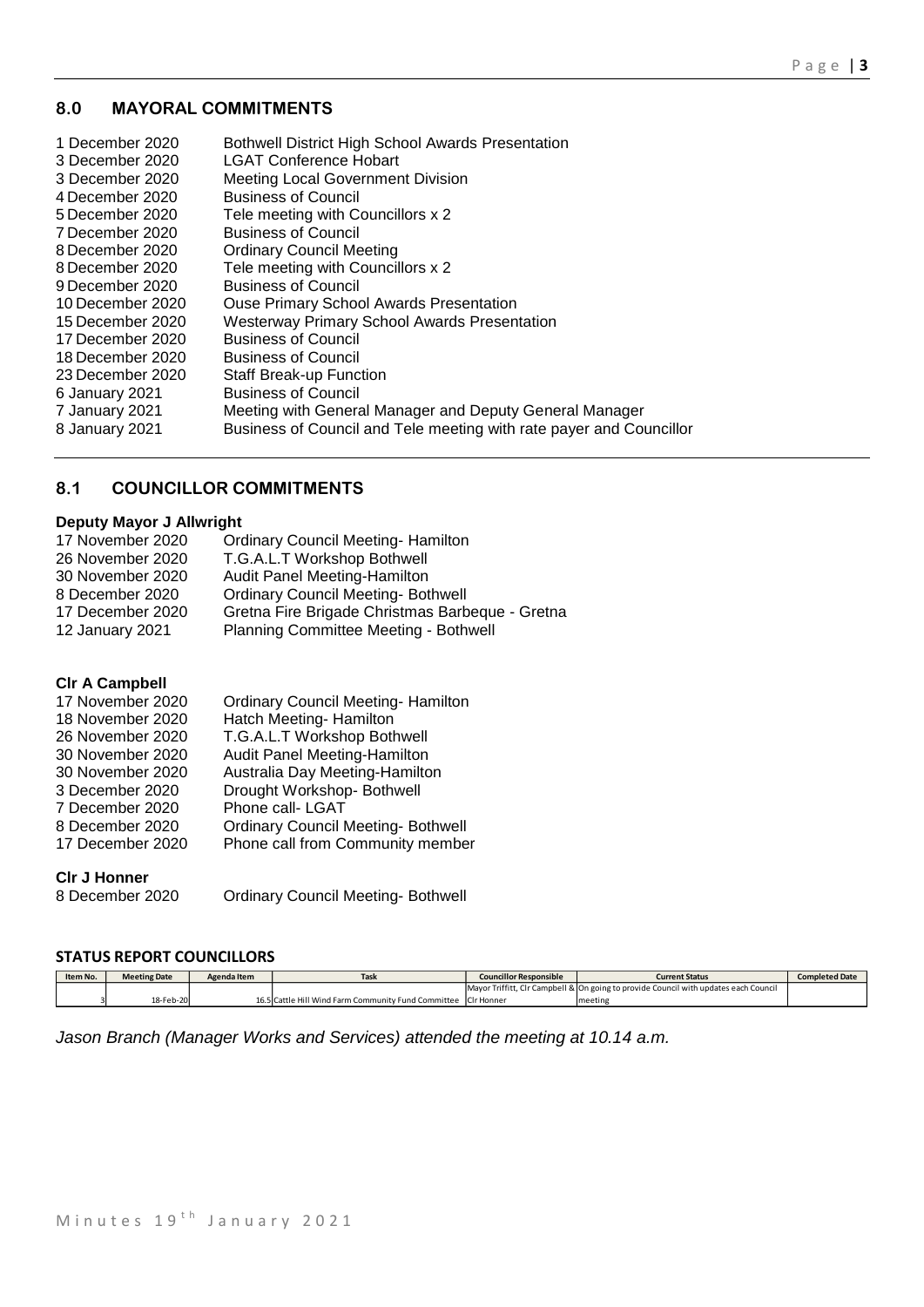## 8.0 MAYORAL COMMITMENTS

| | |
|---|---|
| 1 December 2020 | Bothwell District High School Awards Presentation |
| 3 December 2020 | LGAT Conference Hobart |
| 3 December 2020 | Meeting Local Government Division |
| 4 December 2020 | Business of Council |
| 5 December 2020 | Tele meeting with Councillors x 2 |
| 7 December 2020 | Business of Council |
| 8 December 2020 | Ordinary Council Meeting |
| 8 December 2020 | Tele meeting with Councillors x 2 |
| 9 December 2020 | Business of Council |
| 10 December 2020 | Ouse Primary School Awards Presentation |
| 15 December 2020 | Westerway Primary School Awards Presentation |
| 17 December 2020 | Business of Council |
| 18 December 2020 | Business of Council |
| 23 December 2020 | Staff Break-up Function |
| 6 January 2021 | Business of Council |
| 7 January 2021 | Meeting with General Manager and Deputy General Manager |
| 8 January 2021 | Business of Council and Tele meeting with rate payer and Councillor |

## 8.1 COUNCILLOR COMMITMENTS

**Deputy Mayor J Allwright**

| | |
|---|---|
| 17 November 2020 | Ordinary Council Meeting- Hamilton |
| 26 November 2020 | T.G.A.L.T Workshop Bothwell |
| 30 November 2020 | Audit Panel Meeting-Hamilton |
| 8 December 2020 | Ordinary Council Meeting- Bothwell |
| 17 December 2020 | Gretna Fire Brigade Christmas Barbeque - Gretna |
| 12 January 2021 | Planning Committee Meeting - Bothwell |

**Clr A Campbell**

| | |
|---|---|
| 17 November 2020 | Ordinary Council Meeting- Hamilton |
| 18 November 2020 | Hatch Meeting- Hamilton |
| 26 November 2020 | T.G.A.L.T Workshop Bothwell |
| 30 November 2020 | Audit Panel Meeting-Hamilton |
| 30 November 2020 | Australia Day Meeting-Hamilton |
| 3 December 2020 | Drought Workshop- Bothwell |
| 7 December 2020 | Phone call- LGAT |
| 8 December 2020 | Ordinary Council Meeting- Bothwell |
| 17 December 2020 | Phone call from Community member |

**Clr J Honner**

| | |
|---|---|
| 8 December 2020 | Ordinary Council Meeting- Bothwell |

**STATUS REPORT COUNCILLORS**

| Item No. | Meeting Date | Agenda Item | Task | Councillor Responsible | Current Status | Completed Date |
|---|---|---|---|---|---|---|
| 3 | 18-Feb-20 | 16.5 | Cattle Hill Wind Farm Community Fund Committee | Mayor Triffitt, Clr Campbell & Clr Honner | On going to provide Council with updates each Council meeting | |

*Jason Branch (Manager Works and Services) attended the meeting at 10.14 a.m.*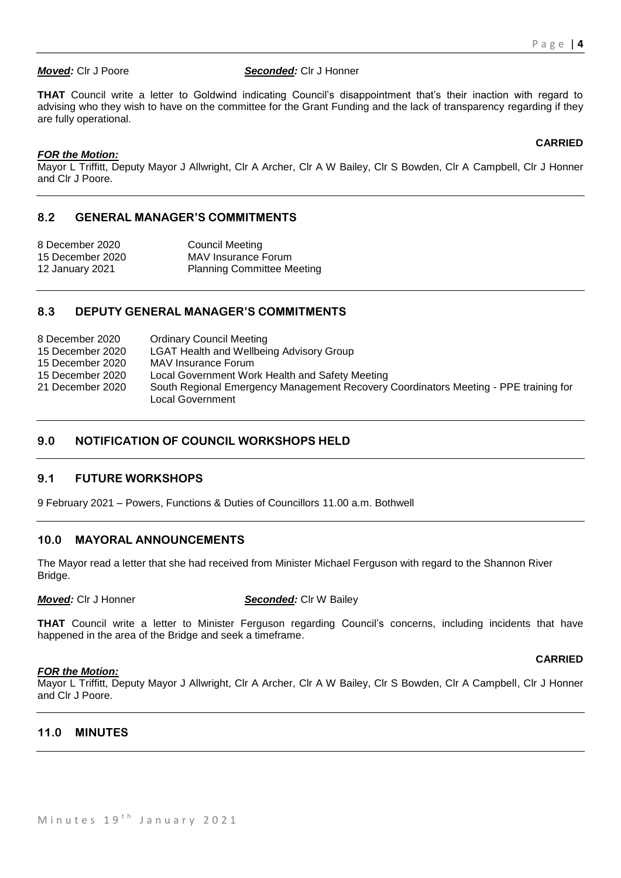***Moved:*** Clr J Poore ***Seconded:*** Clr J Honner

**THAT** Council write a letter to Goldwind indicating Council's disappointment that's their inaction with regard to advising who they wish to have on the committee for the Grant Funding and the lack of transparency regarding if they are fully operational.

**CARRIED**

***FOR the Motion:***
Mayor L Triffitt, Deputy Mayor J Allwright, Clr A Archer, Clr A W Bailey, Clr S Bowden, Clr A Campbell, Clr J Honner and Clr J Poore.

## 8.2 GENERAL MANAGER'S COMMITMENTS

| | |
|---|---|
| 8 December 2020 | Council Meeting |
| 15 December 2020 | MAV Insurance Forum |
| 12 January 2021 | Planning Committee Meeting |

## 8.3 DEPUTY GENERAL MANAGER'S COMMITMENTS

| | |
|---|---|
| 8 December 2020 | Ordinary Council Meeting |
| 15 December 2020 | LGAT Health and Wellbeing Advisory Group |
| 15 December 2020 | MAV Insurance Forum |
| 15 December 2020 | Local Government Work Health and Safety Meeting |
| 21 December 2020 | South Regional Emergency Management Recovery Coordinators Meeting - PPE training for Local Government |

## 9.0 NOTIFICATION OF COUNCIL WORKSHOPS HELD

## 9.1 FUTURE WORKSHOPS

9 February 2021 – Powers, Functions & Duties of Councillors 11.00 a.m. Bothwell

## 10.0 MAYORAL ANNOUNCEMENTS

The Mayor read a letter that she had received from Minister Michael Ferguson with regard to the Shannon River Bridge.

***Moved:*** Clr J Honner ***Seconded:*** Clr W Bailey

**THAT** Council write a letter to Minister Ferguson regarding Council's concerns, including incidents that have happened in the area of the Bridge and seek a timeframe.

**CARRIED**

***FOR the Motion:***
Mayor L Triffitt, Deputy Mayor J Allwright, Clr A Archer, Clr A W Bailey, Clr S Bowden, Clr A Campbell, Clr J Honner and Clr J Poore.

## 11.0 MINUTES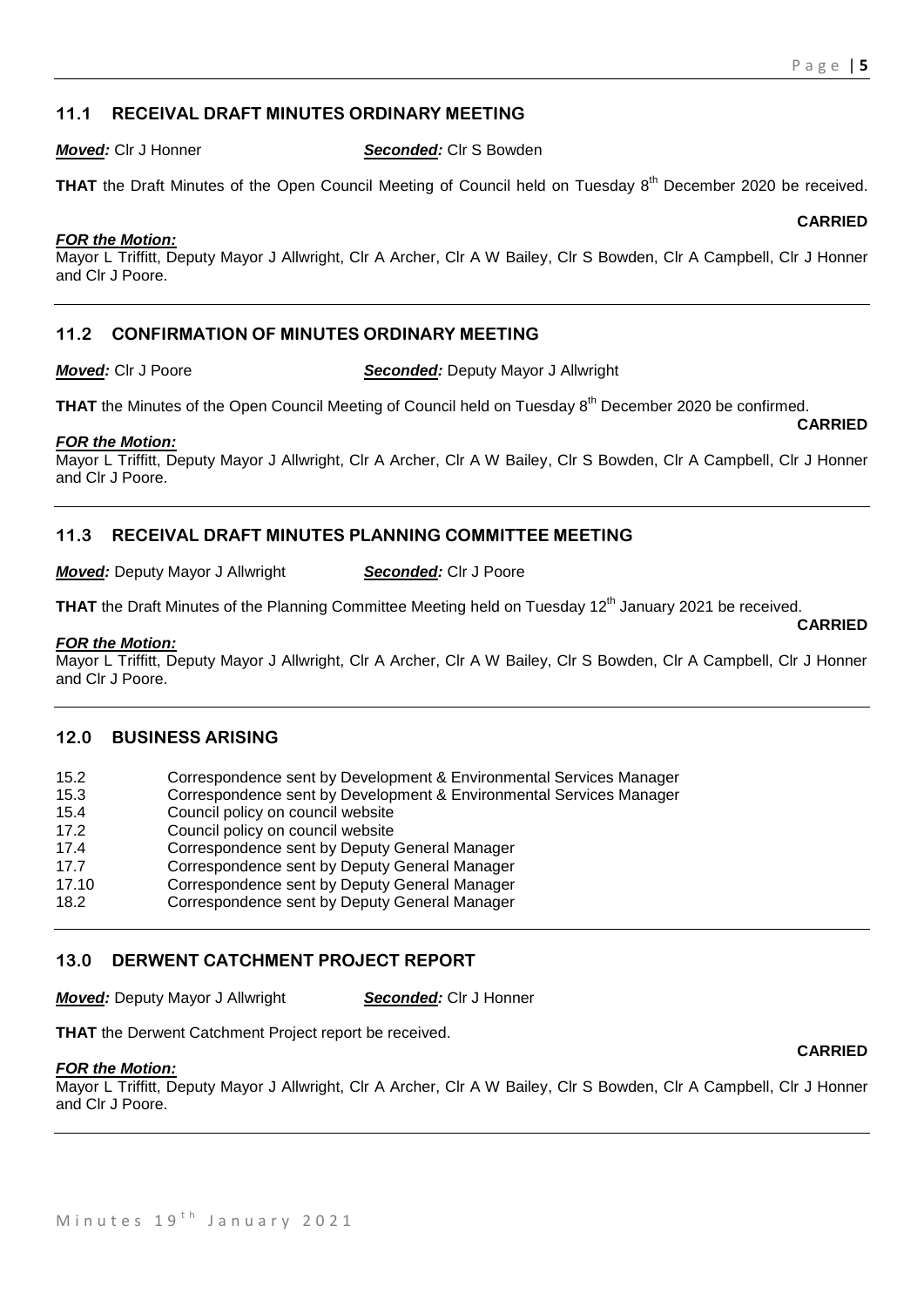## 11.1 RECEIVAL DRAFT MINUTES ORDINARY MEETING

***Moved:*** Clr J Honner ***Seconded:*** Clr S Bowden

**THAT** the Draft Minutes of the Open Council Meeting of Council held on Tuesday 8th December 2020 be received.

**CARRIED**

***FOR the Motion:***
Mayor L Triffitt, Deputy Mayor J Allwright, Clr A Archer, Clr A W Bailey, Clr S Bowden, Clr A Campbell, Clr J Honner and Clr J Poore.

## 11.2 CONFIRMATION OF MINUTES ORDINARY MEETING

***Moved:*** Clr J Poore ***Seconded:*** Deputy Mayor J Allwright

**THAT** the Minutes of the Open Council Meeting of Council held on Tuesday 8th December 2020 be confirmed.

**CARRIED**

***FOR the Motion:***
Mayor L Triffitt, Deputy Mayor J Allwright, Clr A Archer, Clr A W Bailey, Clr S Bowden, Clr A Campbell, Clr J Honner and Clr J Poore.

## 11.3 RECEIVAL DRAFT MINUTES PLANNING COMMITTEE MEETING

***Moved:*** Deputy Mayor J Allwright ***Seconded:*** Clr J Poore

**THAT** the Draft Minutes of the Planning Committee Meeting held on Tuesday 12th January 2021 be received.

**CARRIED**

***FOR the Motion:***
Mayor L Triffitt, Deputy Mayor J Allwright, Clr A Archer, Clr A W Bailey, Clr S Bowden, Clr A Campbell, Clr J Honner and Clr J Poore.

## 12.0 BUSINESS ARISING

| | |
|---|---|
| 15.2 | Correspondence sent by Development & Environmental Services Manager |
| 15.3 | Correspondence sent by Development & Environmental Services Manager |
| 15.4 | Council policy on council website |
| 17.2 | Council policy on council website |
| 17.4 | Correspondence sent by Deputy General Manager |
| 17.7 | Correspondence sent by Deputy General Manager |
| 17.10 | Correspondence sent by Deputy General Manager |
| 18.2 | Correspondence sent by Deputy General Manager |

## 13.0 DERWENT CATCHMENT PROJECT REPORT

***Moved:*** Deputy Mayor J Allwright ***Seconded:*** Clr J Honner

**THAT** the Derwent Catchment Project report be received.

**CARRIED**

***FOR the Motion:***
Mayor L Triffitt, Deputy Mayor J Allwright, Clr A Archer, Clr A W Bailey, Clr S Bowden, Clr A Campbell, Clr J Honner and Clr J Poore.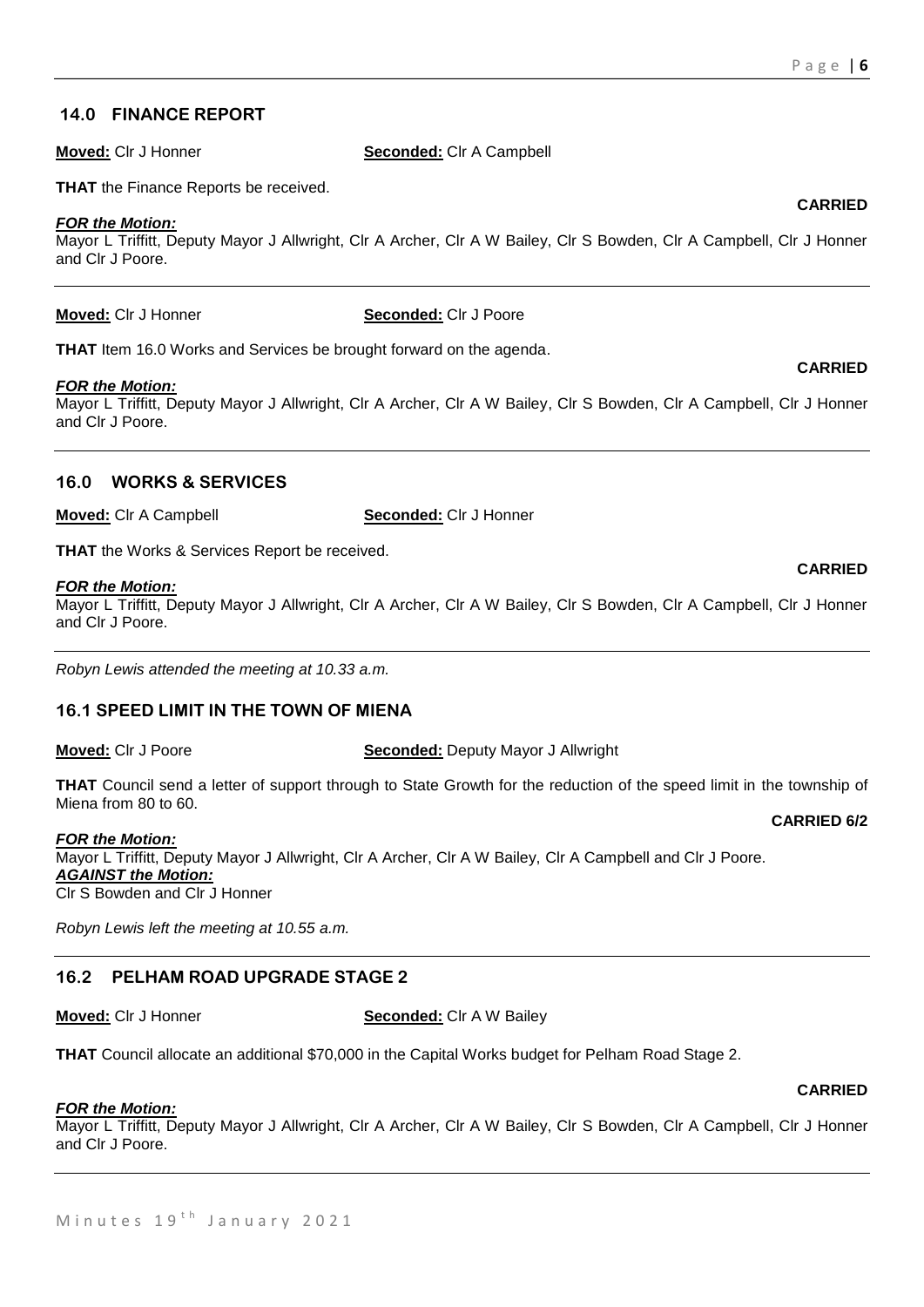## 14.0 FINANCE REPORT

**Moved:** Clr J Honner **Seconded:** Clr A Campbell

**THAT** the Finance Reports be received.

**CARRIED**

***FOR the Motion:***
Mayor L Triffitt, Deputy Mayor J Allwright, Clr A Archer, Clr A W Bailey, Clr S Bowden, Clr A Campbell, Clr J Honner and Clr J Poore.

---

**Moved:** Clr J Honner **Seconded:** Clr J Poore

**THAT** Item 16.0 Works and Services be brought forward on the agenda.

**CARRIED**

***FOR the Motion:***
Mayor L Triffitt, Deputy Mayor J Allwright, Clr A Archer, Clr A W Bailey, Clr S Bowden, Clr A Campbell, Clr J Honner and Clr J Poore.

---

## 16.0 WORKS & SERVICES

**Moved:** Clr A Campbell **Seconded:** Clr J Honner

**THAT** the Works & Services Report be received.

**CARRIED**

***FOR the Motion:***
Mayor L Triffitt, Deputy Mayor J Allwright, Clr A Archer, Clr A W Bailey, Clr S Bowden, Clr A Campbell, Clr J Honner and Clr J Poore.

---

*Robyn Lewis attended the meeting at 10.33 a.m.*

## 16.1 SPEED LIMIT IN THE TOWN OF MIENA

**Moved:** Clr J Poore **Seconded:** Deputy Mayor J Allwright

**THAT** Council send a letter of support through to State Growth for the reduction of the speed limit in the township of Miena from 80 to 60.

**CARRIED 6/2**

***FOR the Motion:***
Mayor L Triffitt, Deputy Mayor J Allwright, Clr A Archer, Clr A W Bailey, Clr A Campbell and Clr J Poore.
***AGAINST the Motion:***
Clr S Bowden and Clr J Honner

*Robyn Lewis left the meeting at 10.55 a.m.*

---

## 16.2 PELHAM ROAD UPGRADE STAGE 2

**Moved:** Clr J Honner **Seconded:** Clr A W Bailey

**THAT** Council allocate an additional $70,000 in the Capital Works budget for Pelham Road Stage 2.

**CARRIED**

***FOR the Motion:***
Mayor L Triffitt, Deputy Mayor J Allwright, Clr A Archer, Clr A W Bailey, Clr S Bowden, Clr A Campbell, Clr J Honner and Clr J Poore.

---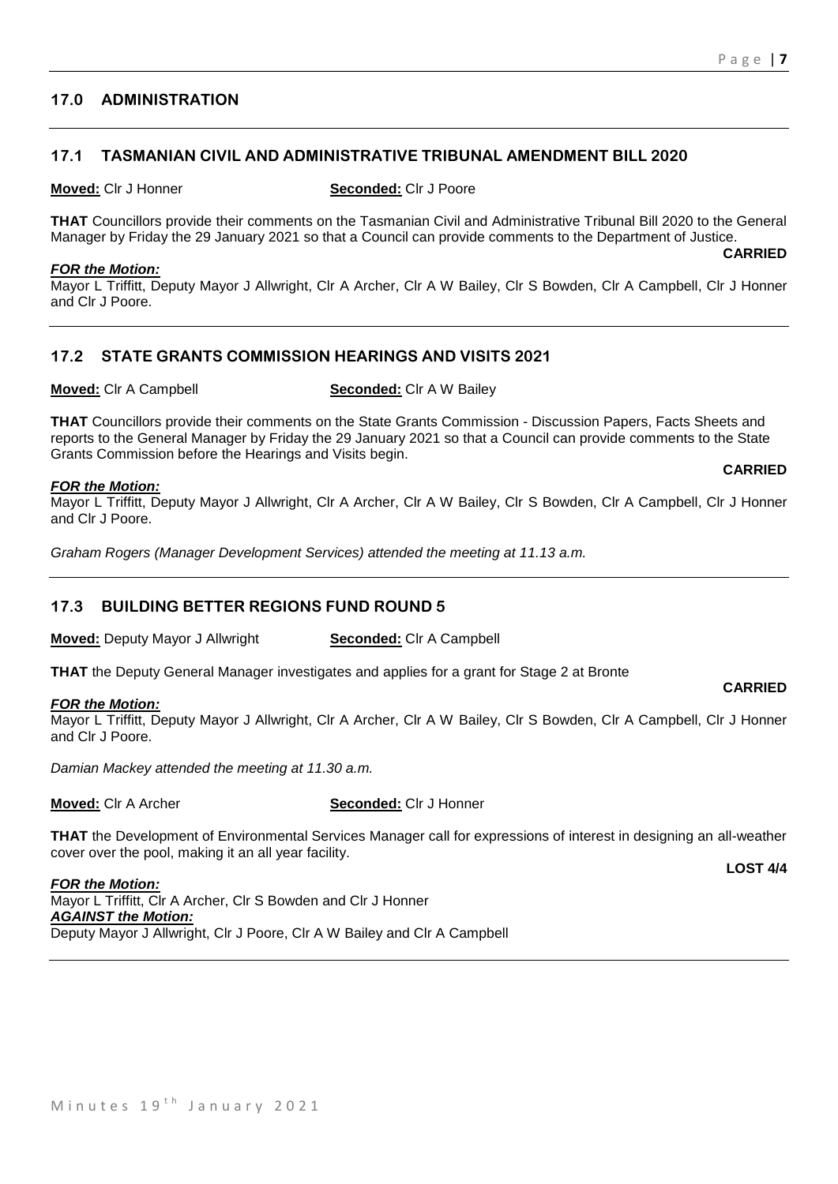## 17.0 ADMINISTRATION

### 17.1 TASMANIAN CIVIL AND ADMINISTRATIVE TRIBUNAL AMENDMENT BILL 2020

**Moved:** Clr J Honner **Seconded:** Clr J Poore

**THAT** Councillors provide their comments on the Tasmanian Civil and Administrative Tribunal Bill 2020 to the General Manager by Friday the 29 January 2021 so that a Council can provide comments to the Department of Justice.

**CARRIED**

***FOR the Motion:***
Mayor L Triffitt, Deputy Mayor J Allwright, Clr A Archer, Clr A W Bailey, Clr S Bowden, Clr A Campbell, Clr J Honner and Clr J Poore.

### 17.2 STATE GRANTS COMMISSION HEARINGS AND VISITS 2021

**Moved:** Clr A Campbell **Seconded:** Clr A W Bailey

**THAT** Councillors provide their comments on the State Grants Commission - Discussion Papers, Facts Sheets and reports to the General Manager by Friday the 29 January 2021 so that a Council can provide comments to the State Grants Commission before the Hearings and Visits begin.

**CARRIED**

***FOR the Motion:***
Mayor L Triffitt, Deputy Mayor J Allwright, Clr A Archer, Clr A W Bailey, Clr S Bowden, Clr A Campbell, Clr J Honner and Clr J Poore.

*Graham Rogers (Manager Development Services) attended the meeting at 11.13 a.m.*

### 17.3 BUILDING BETTER REGIONS FUND ROUND 5

**Moved:** Deputy Mayor J Allwright **Seconded:** Clr A Campbell

**THAT** the Deputy General Manager investigates and applies for a grant for Stage 2 at Bronte

**CARRIED**

***FOR the Motion:***
Mayor L Triffitt, Deputy Mayor J Allwright, Clr A Archer, Clr A W Bailey, Clr S Bowden, Clr A Campbell, Clr J Honner and Clr J Poore.

*Damian Mackey attended the meeting at 11.30 a.m.*

**Moved:** Clr A Archer **Seconded:** Clr J Honner

**THAT** the Development of Environmental Services Manager call for expressions of interest in designing an all-weather cover over the pool, making it an all year facility.

**LOST 4/4**

***FOR the Motion:***
Mayor L Triffitt, Clr A Archer, Clr S Bowden and Clr J Honner
***AGAINST the Motion:***
Deputy Mayor J Allwright, Clr J Poore, Clr A W Bailey and Clr A Campbell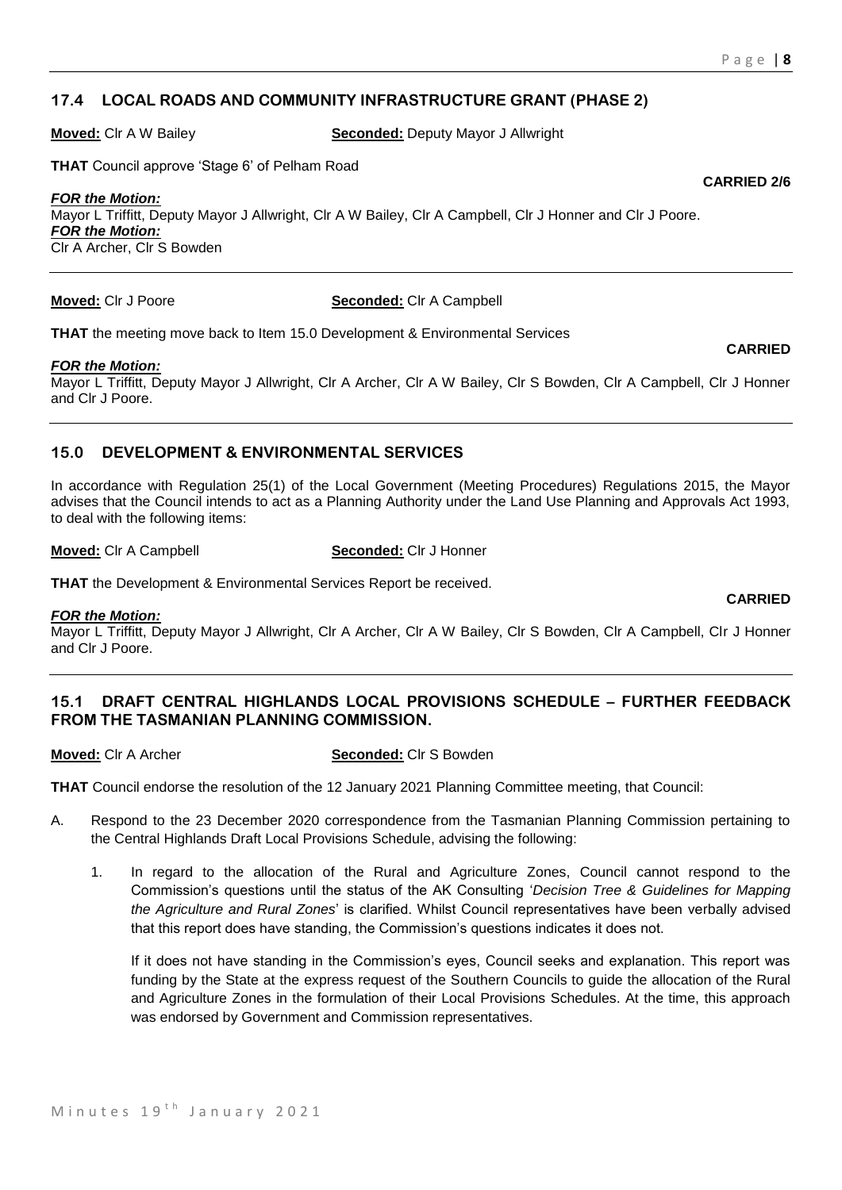## 17.4 LOCAL ROADS AND COMMUNITY INFRASTRUCTURE GRANT (PHASE 2)

**Moved:** Clr A W Bailey **Seconded:** Deputy Mayor J Allwright

**THAT** Council approve 'Stage 6' of Pelham Road

**CARRIED 2/6**

***FOR the Motion:***
Mayor L Triffitt, Deputy Mayor J Allwright, Clr A W Bailey, Clr A Campbell, Clr J Honner and Clr J Poore.
***FOR the Motion:***
Clr A Archer, Clr S Bowden

---

**Moved:** Clr J Poore **Seconded:** Clr A Campbell

**THAT** the meeting move back to Item 15.0 Development & Environmental Services

**CARRIED**

***FOR the Motion:***
Mayor L Triffitt, Deputy Mayor J Allwright, Clr A Archer, Clr A W Bailey, Clr S Bowden, Clr A Campbell, Clr J Honner and Clr J Poore.

---

## 15.0 DEVELOPMENT & ENVIRONMENTAL SERVICES

In accordance with Regulation 25(1) of the Local Government (Meeting Procedures) Regulations 2015, the Mayor advises that the Council intends to act as a Planning Authority under the Land Use Planning and Approvals Act 1993, to deal with the following items:

**Moved:** Clr A Campbell **Seconded:** Clr J Honner

**THAT** the Development & Environmental Services Report be received.

**CARRIED**

***FOR the Motion:***
Mayor L Triffitt, Deputy Mayor J Allwright, Clr A Archer, Clr A W Bailey, Clr S Bowden, Clr A Campbell, Clr J Honner and Clr J Poore.

---

## 15.1 DRAFT CENTRAL HIGHLANDS LOCAL PROVISIONS SCHEDULE – FURTHER FEEDBACK FROM THE TASMANIAN PLANNING COMMISSION.

**Moved:** Clr A Archer **Seconded:** Clr S Bowden

**THAT** Council endorse the resolution of the 12 January 2021 Planning Committee meeting, that Council:

A. Respond to the 23 December 2020 correspondence from the Tasmanian Planning Commission pertaining to the Central Highlands Draft Local Provisions Schedule, advising the following:

1. In regard to the allocation of the Rural and Agriculture Zones, Council cannot respond to the Commission's questions until the status of the AK Consulting '*Decision Tree & Guidelines for Mapping the Agriculture and Rural Zones*' is clarified. Whilst Council representatives have been verbally advised that this report does have standing, the Commission's questions indicates it does not.

   If it does not have standing in the Commission's eyes, Council seeks and explanation. This report was funding by the State at the express request of the Southern Councils to guide the allocation of the Rural and Agriculture Zones in the formulation of their Local Provisions Schedules. At the time, this approach was endorsed by Government and Commission representatives.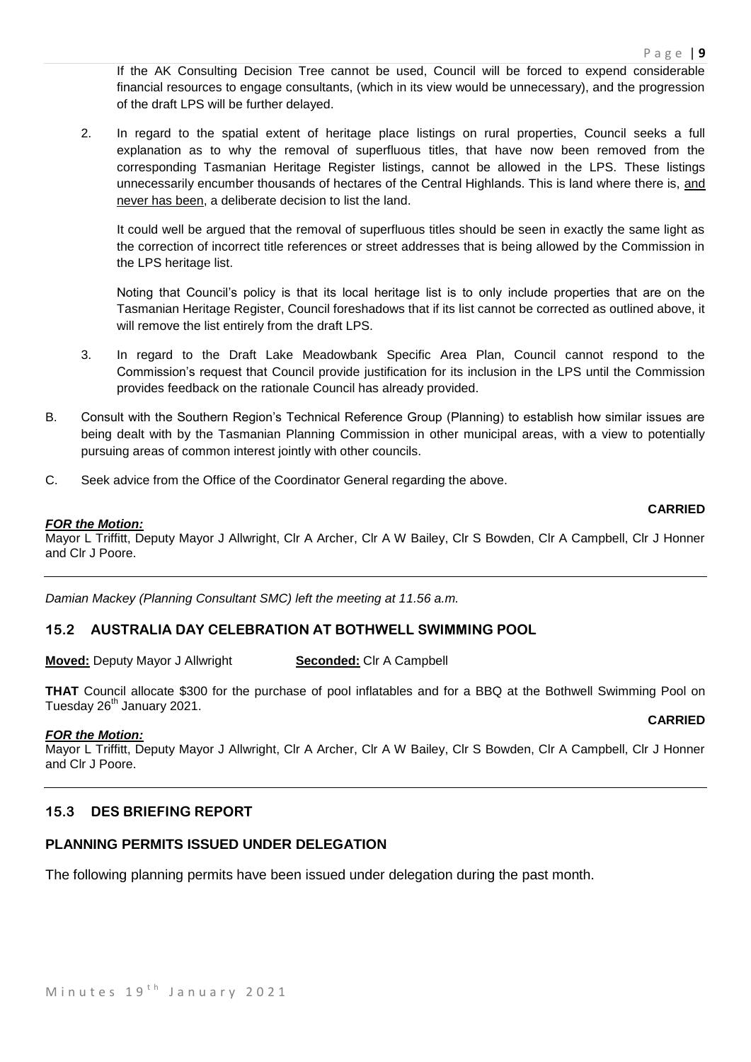If the AK Consulting Decision Tree cannot be used, Council will be forced to expend considerable financial resources to engage consultants, (which in its view would be unnecessary), and the progression of the draft LPS will be further delayed.

2. In regard to the spatial extent of heritage place listings on rural properties, Council seeks a full explanation as to why the removal of superfluous titles, that have now been removed from the corresponding Tasmanian Heritage Register listings, cannot be allowed in the LPS. These listings unnecessarily encumber thousands of hectares of the Central Highlands. This is land where there is, <u>and never has been</u>, a deliberate decision to list the land.

   It could well be argued that the removal of superfluous titles should be seen in exactly the same light as the correction of incorrect title references or street addresses that is being allowed by the Commission in the LPS heritage list.

   Noting that Council's policy is that its local heritage list is to only include properties that are on the Tasmanian Heritage Register, Council foreshadows that if its list cannot be corrected as outlined above, it will remove the list entirely from the draft LPS.

3. In regard to the Draft Lake Meadowbank Specific Area Plan, Council cannot respond to the Commission's request that Council provide justification for its inclusion in the LPS until the Commission provides feedback on the rationale Council has already provided.

B. Consult with the Southern Region's Technical Reference Group (Planning) to establish how similar issues are being dealt with by the Tasmanian Planning Commission in other municipal areas, with a view to potentially pursuing areas of common interest jointly with other councils.

C. Seek advice from the Office of the Coordinator General regarding the above.

**CARRIED**

***FOR the Motion:***
Mayor L Triffitt, Deputy Mayor J Allwright, Clr A Archer, Clr A W Bailey, Clr S Bowden, Clr A Campbell, Clr J Honner and Clr J Poore.

---

*Damian Mackey (Planning Consultant SMC) left the meeting at 11.56 a.m.*

## 15.2 AUSTRALIA DAY CELEBRATION AT BOTHWELL SWIMMING POOL

**<u>Moved:</u>** Deputy Mayor J Allwright **<u>Seconded:</u>** Clr A Campbell

**THAT** Council allocate $300 for the purchase of pool inflatables and for a BBQ at the Bothwell Swimming Pool on Tuesday 26th January 2021.

**CARRIED**

***FOR the Motion:***
Mayor L Triffitt, Deputy Mayor J Allwright, Clr A Archer, Clr A W Bailey, Clr S Bowden, Clr A Campbell, Clr J Honner and Clr J Poore.

---

## 15.3 DES BRIEFING REPORT

### PLANNING PERMITS ISSUED UNDER DELEGATION

The following planning permits have been issued under delegation during the past month.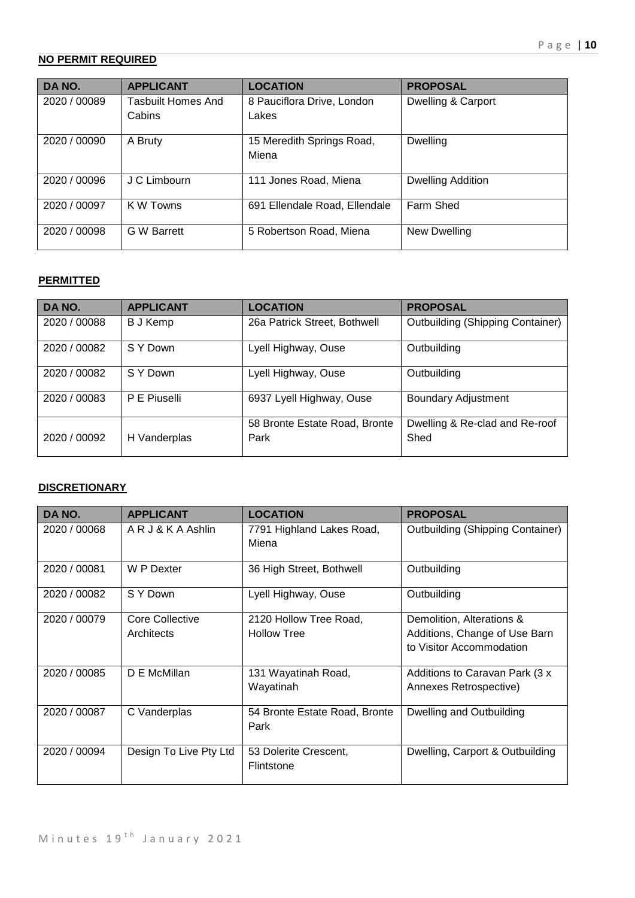**NO PERMIT REQUIRED**

| DA NO. | APPLICANT | LOCATION | PROPOSAL |
|---|---|---|---|
| 2020 / 00089 | Tasbuilt Homes And Cabins | 8 Pauciflora Drive, London Lakes | Dwelling & Carport |
| 2020 / 00090 | A Bruty | 15 Meredith Springs Road, Miena | Dwelling |
| 2020 / 00096 | J C Limbourn | 111 Jones Road, Miena | Dwelling Addition |
| 2020 / 00097 | K W Towns | 691 Ellendale Road, Ellendale | Farm Shed |
| 2020 / 00098 | G W Barrett | 5 Robertson Road, Miena | New Dwelling |

**PERMITTED**

| DA NO. | APPLICANT | LOCATION | PROPOSAL |
|---|---|---|---|
| 2020 / 00088 | B J Kemp | 26a Patrick Street, Bothwell | Outbuilding (Shipping Container) |
| 2020 / 00082 | S Y Down | Lyell Highway, Ouse | Outbuilding |
| 2020 / 00082 | S Y Down | Lyell Highway, Ouse | Outbuilding |
| 2020 / 00083 | P E Piuselli | 6937 Lyell Highway, Ouse | Boundary Adjustment |
| 2020 / 00092 | H Vanderplas | 58 Bronte Estate Road, Bronte Park | Dwelling & Re-clad and Re-roof Shed |

**DISCRETIONARY**

| DA NO. | APPLICANT | LOCATION | PROPOSAL |
|---|---|---|---|
| 2020 / 00068 | A R J & K A Ashlin | 7791 Highland Lakes Road, Miena | Outbuilding (Shipping Container) |
| 2020 / 00081 | W P Dexter | 36 High Street, Bothwell | Outbuilding |
| 2020 / 00082 | S Y Down | Lyell Highway, Ouse | Outbuilding |
| 2020 / 00079 | Core Collective Architects | 2120 Hollow Tree Road, Hollow Tree | Demolition, Alterations & Additions, Change of Use Barn to Visitor Accommodation |
| 2020 / 00085 | D E McMillan | 131 Wayatinah Road, Wayatinah | Additions to Caravan Park (3 x Annexes Retrospective) |
| 2020 / 00087 | C Vanderplas | 54 Bronte Estate Road, Bronte Park | Dwelling and Outbuilding |
| 2020 / 00094 | Design To Live Pty Ltd | 53 Dolerite Crescent, Flintstone | Dwelling, Carport & Outbuilding |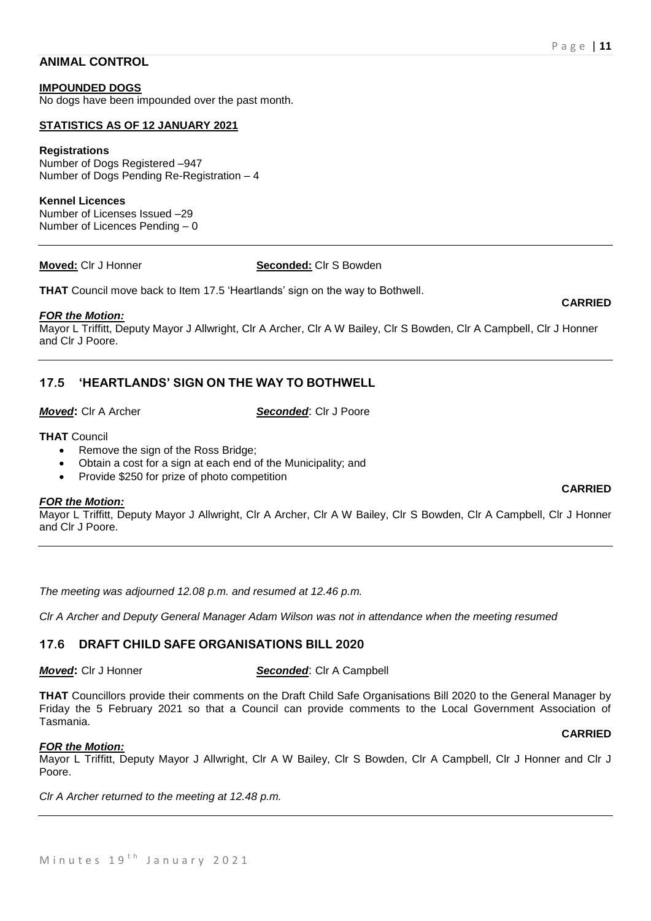## ANIMAL CONTROL

**IMPOUNDED DOGS**

No dogs have been impounded over the past month.

**STATISTICS AS OF 12 JANUARY 2021**

**Registrations**

Number of Dogs Registered –947
Number of Dogs Pending Re-Registration – 4

**Kennel Licences**

Number of Licenses Issued –29
Number of Licences Pending – 0

---

**Moved:** Clr J Honner **Seconded:** Clr S Bowden

**THAT** Council move back to Item 17.5 'Heartlands' sign on the way to Bothwell.

**CARRIED**

***FOR the Motion:***

Mayor L Triffitt, Deputy Mayor J Allwright, Clr A Archer, Clr A W Bailey, Clr S Bowden, Clr A Campbell, Clr J Honner and Clr J Poore.

---

## 17.5 'HEARTLANDS' SIGN ON THE WAY TO BOTHWELL

***Moved*:** Clr A Archer ***Seconded***: Clr J Poore

**THAT** Council

- Remove the sign of the Ross Bridge;
- Obtain a cost for a sign at each end of the Municipality; and
- Provide $250 for prize of photo competition

**CARRIED**

***FOR the Motion:***

Mayor L Triffitt, Deputy Mayor J Allwright, Clr A Archer, Clr A W Bailey, Clr S Bowden, Clr A Campbell, Clr J Honner and Clr J Poore.

---

*The meeting was adjourned 12.08 p.m. and resumed at 12.46 p.m.*

*Clr A Archer and Deputy General Manager Adam Wilson was not in attendance when the meeting resumed*

## 17.6 DRAFT CHILD SAFE ORGANISATIONS BILL 2020

***Moved*:** Clr J Honner ***Seconded***: Clr A Campbell

**THAT** Councillors provide their comments on the Draft Child Safe Organisations Bill 2020 to the General Manager by Friday the 5 February 2021 so that a Council can provide comments to the Local Government Association of Tasmania.

**CARRIED**

***FOR the Motion:***

Mayor L Triffitt, Deputy Mayor J Allwright, Clr A W Bailey, Clr S Bowden, Clr A Campbell, Clr J Honner and Clr J Poore.

*Clr A Archer returned to the meeting at 12.48 p.m.*

---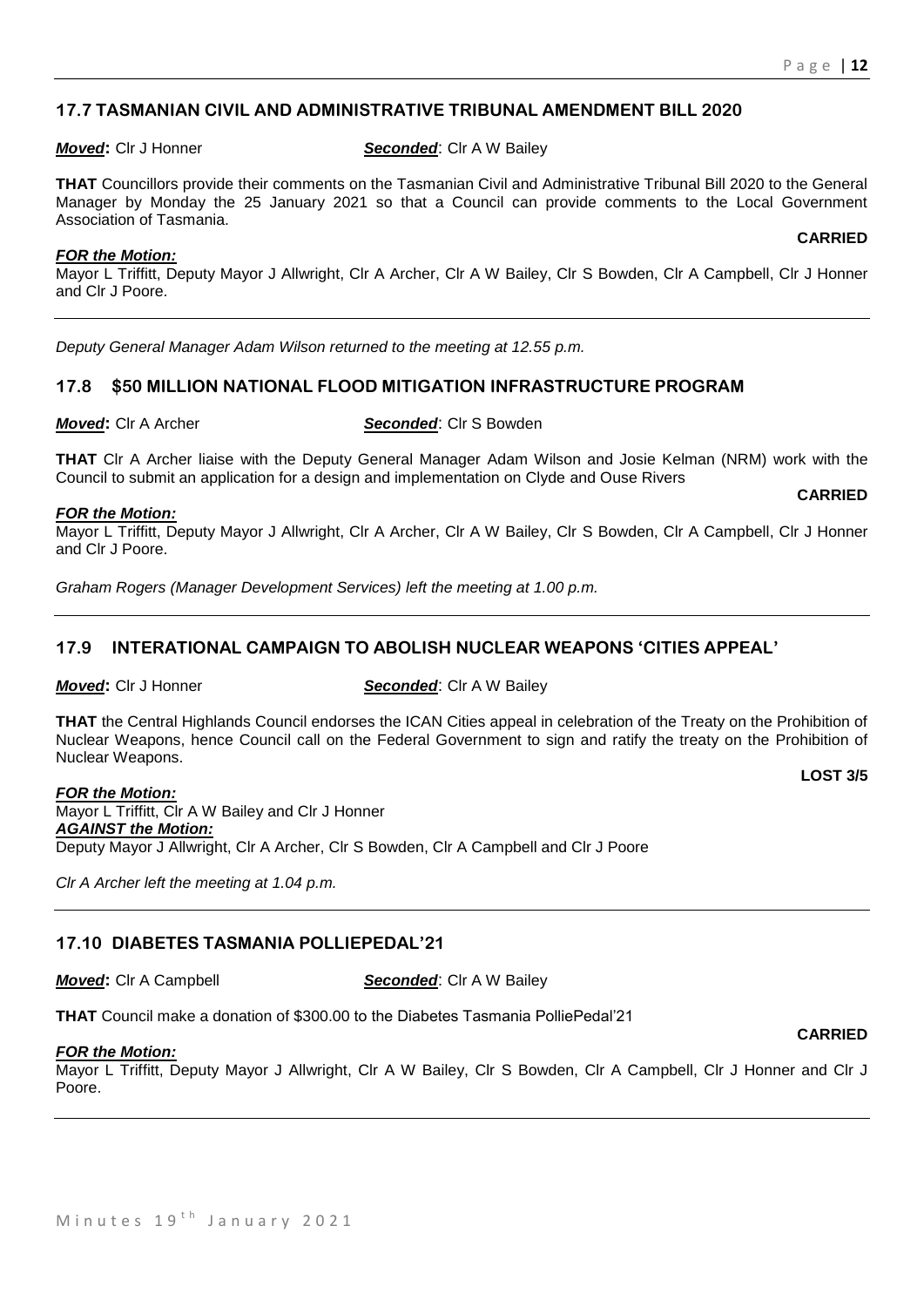### 17.7 TASMANIAN CIVIL AND ADMINISTRATIVE TRIBUNAL AMENDMENT BILL 2020

***Moved*:** Clr J Honner ***Seconded***: Clr A W Bailey

**THAT** Councillors provide their comments on the Tasmanian Civil and Administrative Tribunal Bill 2020 to the General Manager by Monday the 25 January 2021 so that a Council can provide comments to the Local Government Association of Tasmania.

**CARRIED**

***FOR the Motion:***
Mayor L Triffitt, Deputy Mayor J Allwright, Clr A Archer, Clr A W Bailey, Clr S Bowden, Clr A Campbell, Clr J Honner and Clr J Poore.

---

*Deputy General Manager Adam Wilson returned to the meeting at 12.55 p.m.*

### 17.8 $50 MILLION NATIONAL FLOOD MITIGATION INFRASTRUCTURE PROGRAM

***Moved*:** Clr A Archer ***Seconded***: Clr S Bowden

**THAT** Clr A Archer liaise with the Deputy General Manager Adam Wilson and Josie Kelman (NRM) work with the Council to submit an application for a design and implementation on Clyde and Ouse Rivers

**CARRIED**

***FOR the Motion:***
Mayor L Triffitt, Deputy Mayor J Allwright, Clr A Archer, Clr A W Bailey, Clr S Bowden, Clr A Campbell, Clr J Honner and Clr J Poore.

*Graham Rogers (Manager Development Services) left the meeting at 1.00 p.m.*

---

### 17.9 INTERATIONAL CAMPAIGN TO ABOLISH NUCLEAR WEAPONS 'CITIES APPEAL'

***Moved*:** Clr J Honner ***Seconded***: Clr A W Bailey

**THAT** the Central Highlands Council endorses the ICAN Cities appeal in celebration of the Treaty on the Prohibition of Nuclear Weapons, hence Council call on the Federal Government to sign and ratify the treaty on the Prohibition of Nuclear Weapons.

**LOST 3/5**

***FOR the Motion:***
Mayor L Triffitt, Clr A W Bailey and Clr J Honner
***AGAINST the Motion:***
Deputy Mayor J Allwright, Clr A Archer, Clr S Bowden, Clr A Campbell and Clr J Poore

*Clr A Archer left the meeting at 1.04 p.m.*

---

### 17.10 DIABETES TASMANIA POLLIEPEDAL'21

***Moved*:** Clr A Campbell ***Seconded***: Clr A W Bailey

**THAT** Council make a donation of $300.00 to the Diabetes Tasmania PolliePedal'21

**CARRIED**

***FOR the Motion:***
Mayor L Triffitt, Deputy Mayor J Allwright, Clr A W Bailey, Clr S Bowden, Clr A Campbell, Clr J Honner and Clr J Poore.

---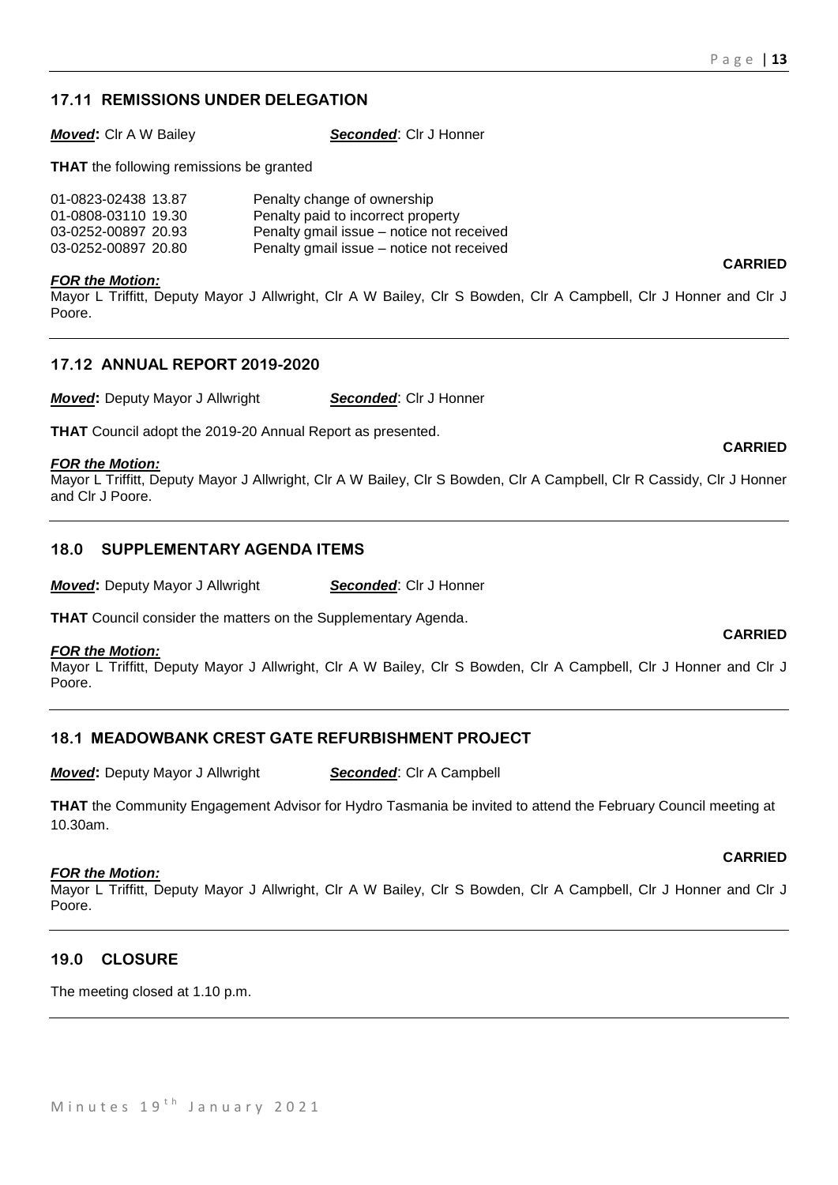## 17.11 REMISSIONS UNDER DELEGATION

***Moved*:** Clr A W Bailey ***Seconded***: Clr J Honner

**THAT** the following remissions be granted

| | | |
|---|---|---|
| 01-0823-02438 | 13.87 | Penalty change of ownership |
| 01-0808-03110 | 19.30 | Penalty paid to incorrect property |
| 03-0252-00897 | 20.93 | Penalty gmail issue – notice not received |
| 03-0252-00897 | 20.80 | Penalty gmail issue – notice not received |

**CARRIED**

***FOR the Motion:***
Mayor L Triffitt, Deputy Mayor J Allwright, Clr A W Bailey, Clr S Bowden, Clr A Campbell, Clr J Honner and Clr J Poore.

## 17.12 ANNUAL REPORT 2019-2020

***Moved*:** Deputy Mayor J Allwright ***Seconded***: Clr J Honner

**THAT** Council adopt the 2019-20 Annual Report as presented.

**CARRIED**

***FOR the Motion:***
Mayor L Triffitt, Deputy Mayor J Allwright, Clr A W Bailey, Clr S Bowden, Clr A Campbell, Clr R Cassidy, Clr J Honner and Clr J Poore.

## 18.0 SUPPLEMENTARY AGENDA ITEMS

***Moved*:** Deputy Mayor J Allwright ***Seconded***: Clr J Honner

**THAT** Council consider the matters on the Supplementary Agenda.

**CARRIED**

***FOR the Motion:***
Mayor L Triffitt, Deputy Mayor J Allwright, Clr A W Bailey, Clr S Bowden, Clr A Campbell, Clr J Honner and Clr J Poore.

## 18.1 MEADOWBANK CREST GATE REFURBISHMENT PROJECT

***Moved*:** Deputy Mayor J Allwright ***Seconded***: Clr A Campbell

**THAT** the Community Engagement Advisor for Hydro Tasmania be invited to attend the February Council meeting at 10.30am.

**CARRIED**

***FOR the Motion:***
Mayor L Triffitt, Deputy Mayor J Allwright, Clr A W Bailey, Clr S Bowden, Clr A Campbell, Clr J Honner and Clr J Poore.

## 19.0 CLOSURE

The meeting closed at 1.10 p.m.